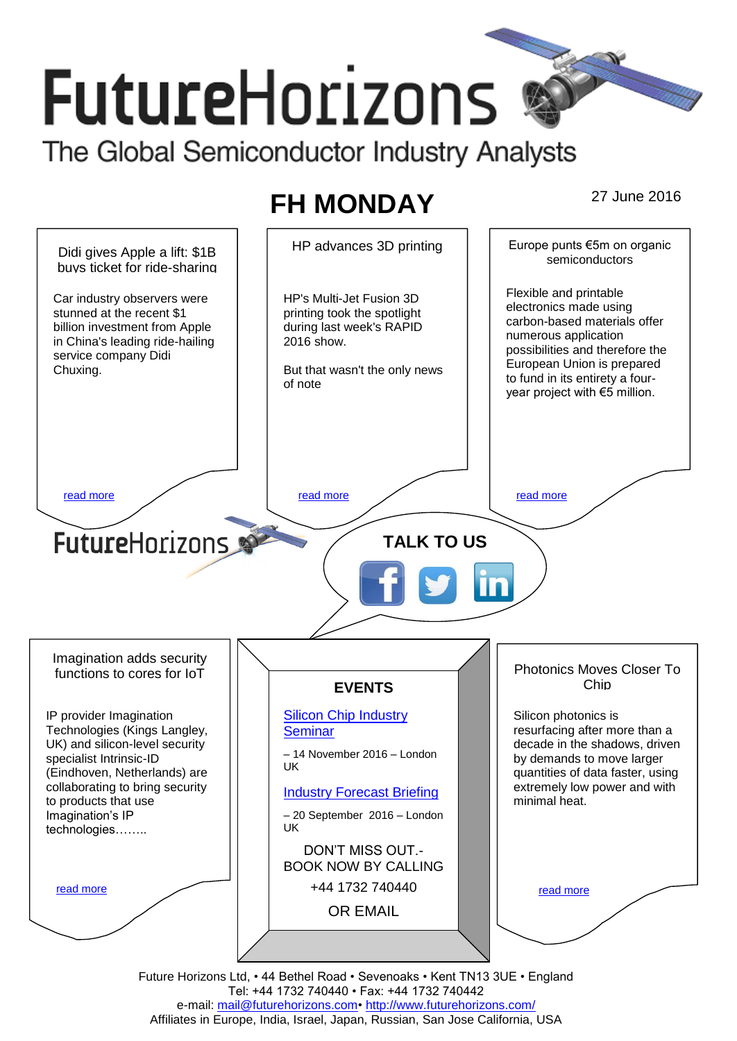# FutureHorizons

The Global Semiconductor Industry Analysts

## FH MONDAY

27 June 2016

### Didi gives Apple a lift: $1B buys ticket for ride-sharing

Car industry observers were stunned at the recent $1 billion investment from Apple in China's leading ride-hailing service company Didi Chuxing.

read more

### HP advances 3D printing

HP's Multi-Jet Fusion 3D printing took the spotlight during last week's RAPID 2016 show.

But that wasn't the only news of note

read more

### Europe punts €5m on organic semiconductors

Flexible and printable electronics made using carbon-based materials offer numerous application possibilities and therefore the European Union is prepared to fund in its entirety a four-year project with €5 million.

read more

FutureHorizons

**TALK TO US**

### Imagination adds security functions to cores for IoT

IP provider Imagination Technologies (Kings Langley, UK) and silicon-level security specialist Intrinsic-ID (Eindhoven, Netherlands) are collaborating to bring security to products that use Imagination's IP technologies……..

read more

### EVENTS

Silicon Chip Industry Seminar

– 14 November 2016 – London UK

Industry Forecast Briefing

– 20 September 2016 – London UK

DON'T MISS OUT.- BOOK NOW BY CALLING

+44 1732 740440

OR EMAIL

### Photonics Moves Closer To Chip

Silicon photonics is resurfacing after more than a decade in the shadows, driven by demands to move larger quantities of data faster, using extremely low power and with minimal heat.

read more

Future Horizons Ltd, • 44 Bethel Road • Sevenoaks • Kent TN13 3UE • England
Tel: +44 1732 740440 • Fax: +44 1732 740442
e-mail: mail@futurehorizons.com• http://www.futurehorizons.com/
Affiliates in Europe, India, Israel, Japan, Russian, San Jose California, USA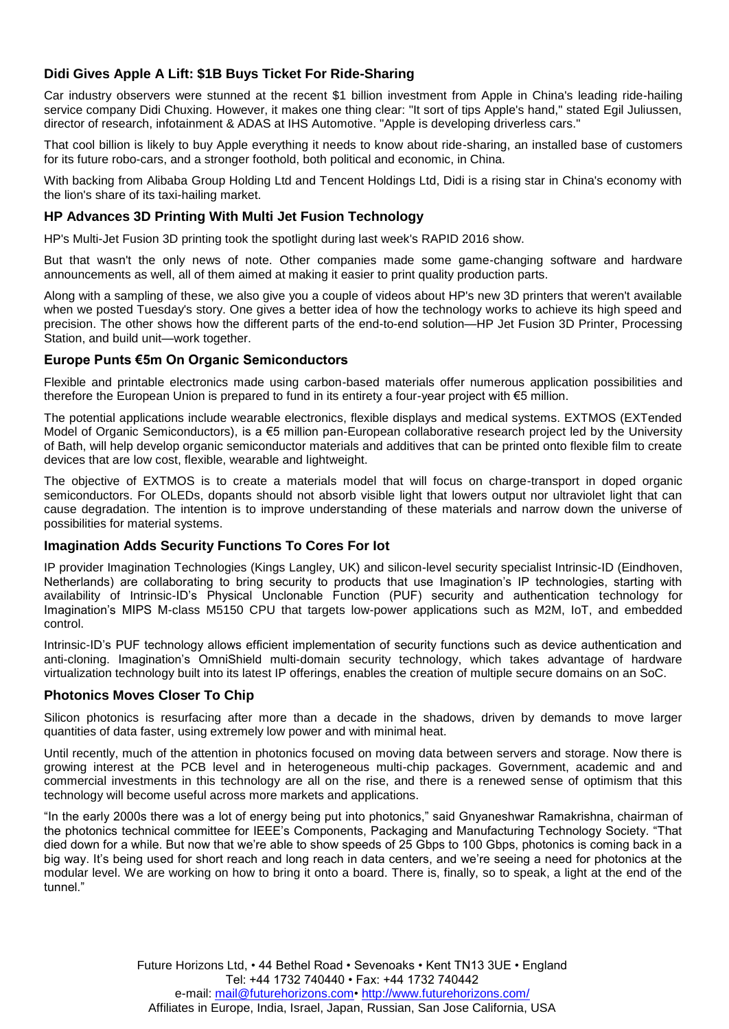### Didi Gives Apple A Lift: $1B Buys Ticket For Ride-Sharing

Car industry observers were stunned at the recent $1 billion investment from Apple in China's leading ride-hailing service company Didi Chuxing. However, it makes one thing clear: "It sort of tips Apple's hand," stated Egil Juliussen, director of research, infotainment & ADAS at IHS Automotive. "Apple is developing driverless cars."

That cool billion is likely to buy Apple everything it needs to know about ride-sharing, an installed base of customers for its future robo-cars, and a stronger foothold, both political and economic, in China.

With backing from Alibaba Group Holding Ltd and Tencent Holdings Ltd, Didi is a rising star in China's economy with the lion's share of its taxi-hailing market.

### HP Advances 3D Printing With Multi Jet Fusion Technology

HP's Multi-Jet Fusion 3D printing took the spotlight during last week's RAPID 2016 show.

But that wasn't the only news of note. Other companies made some game-changing software and hardware announcements as well, all of them aimed at making it easier to print quality production parts.

Along with a sampling of these, we also give you a couple of videos about HP's new 3D printers that weren't available when we posted Tuesday's story. One gives a better idea of how the technology works to achieve its high speed and precision. The other shows how the different parts of the end-to-end solution—HP Jet Fusion 3D Printer, Processing Station, and build unit—work together.

### Europe Punts €5m On Organic Semiconductors

Flexible and printable electronics made using carbon-based materials offer numerous application possibilities and therefore the European Union is prepared to fund in its entirety a four-year project with €5 million.

The potential applications include wearable electronics, flexible displays and medical systems. EXTMOS (EXTended Model of Organic Semiconductors), is a €5 million pan-European collaborative research project led by the University of Bath, will help develop organic semiconductor materials and additives that can be printed onto flexible film to create devices that are low cost, flexible, wearable and lightweight.

The objective of EXTMOS is to create a materials model that will focus on charge-transport in doped organic semiconductors. For OLEDs, dopants should not absorb visible light that lowers output nor ultraviolet light that can cause degradation. The intention is to improve understanding of these materials and narrow down the universe of possibilities for material systems.

### Imagination Adds Security Functions To Cores For Iot

IP provider Imagination Technologies (Kings Langley, UK) and silicon-level security specialist Intrinsic-ID (Eindhoven, Netherlands) are collaborating to bring security to products that use Imagination's IP technologies, starting with availability of Intrinsic-ID's Physical Unclonable Function (PUF) security and authentication technology for Imagination's MIPS M-class M5150 CPU that targets low-power applications such as M2M, IoT, and embedded control.

Intrinsic-ID's PUF technology allows efficient implementation of security functions such as device authentication and anti-cloning. Imagination's OmniShield multi-domain security technology, which takes advantage of hardware virtualization technology built into its latest IP offerings, enables the creation of multiple secure domains on an SoC.

### Photonics Moves Closer To Chip

Silicon photonics is resurfacing after more than a decade in the shadows, driven by demands to move larger quantities of data faster, using extremely low power and with minimal heat.

Until recently, much of the attention in photonics focused on moving data between servers and storage. Now there is growing interest at the PCB level and in heterogeneous multi-chip packages. Government, academic and and commercial investments in this technology are all on the rise, and there is a renewed sense of optimism that this technology will become useful across more markets and applications.

"In the early 2000s there was a lot of energy being put into photonics," said Gnyaneshwar Ramakrishna, chairman of the photonics technical committee for IEEE's Components, Packaging and Manufacturing Technology Society. "That died down for a while. But now that we're able to show speeds of 25 Gbps to 100 Gbps, photonics is coming back in a big way. It's being used for short reach and long reach in data centers, and we're seeing a need for photonics at the modular level. We are working on how to bring it onto a board. There is, finally, so to speak, a light at the end of the tunnel."

Future Horizons Ltd, • 44 Bethel Road • Sevenoaks • Kent TN13 3UE • England
Tel: +44 1732 740440 • Fax: +44 1732 740442
e-mail: mail@futurehorizons.com• http://www.futurehorizons.com/
Affiliates in Europe, India, Israel, Japan, Russian, San Jose California, USA